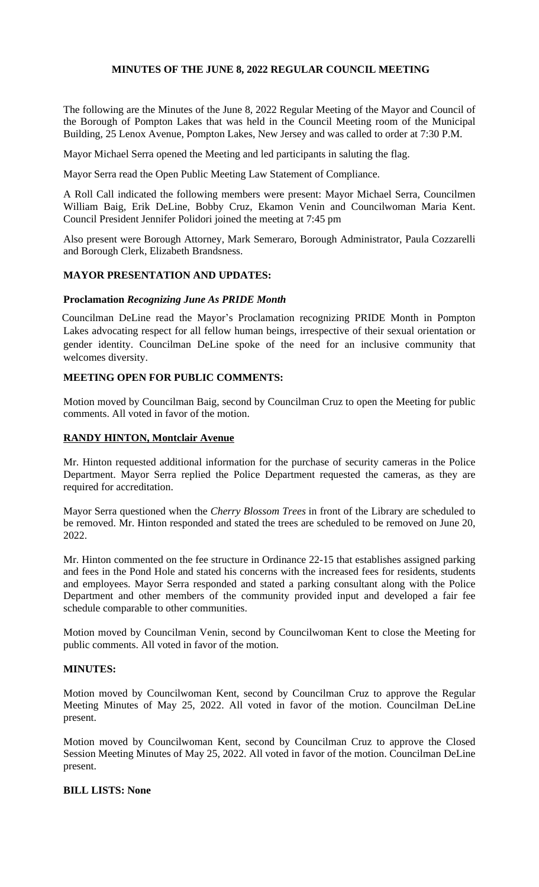# MINUTES OF THE JUNE 8, 2022 REGULAR COUNCIL MEETING

The following are the Minutes of the June 8, 2022 Regular Meeting of the Mayor and Council of the Borough of Pompton Lakes that was held in the Council Meeting room of the Municipal Building, 25 Lenox Avenue, Pompton Lakes, New Jersey and was called to order at 7:30 P.M.

Mayor Michael Serra opened the Meeting and led participants in saluting the flag.

Mayor Serra read the Open Public Meeting Law Statement of Compliance.

A Roll Call indicated the following members were present: Mayor Michael Serra, Councilmen William Baig, Erik DeLine, Bobby Cruz, Ekamon Venin and Councilwoman Maria Kent. Council President Jennifer Polidori joined the meeting at 7:45 pm

Also present were Borough Attorney, Mark Semeraro, Borough Administrator, Paula Cozzarelli and Borough Clerk, Elizabeth Brandsness.

## MAYOR PRESENTATION AND UPDATES:

### Proclamation *Recognizing June As PRIDE Month*

Councilman DeLine read the Mayor's Proclamation recognizing PRIDE Month in Pompton Lakes advocating respect for all fellow human beings, irrespective of their sexual orientation or gender identity. Councilman DeLine spoke of the need for an inclusive community that welcomes diversity.

## MEETING OPEN FOR PUBLIC COMMENTS:

Motion moved by Councilman Baig, second by Councilman Cruz to open the Meeting for public comments. All voted in favor of the motion.

### RANDY HINTON, Montclair Avenue

Mr. Hinton requested additional information for the purchase of security cameras in the Police Department. Mayor Serra replied the Police Department requested the cameras, as they are required for accreditation.

Mayor Serra questioned when the *Cherry Blossom Trees* in front of the Library are scheduled to be removed. Mr. Hinton responded and stated the trees are scheduled to be removed on June 20, 2022.

Mr. Hinton commented on the fee structure in Ordinance 22-15 that establishes assigned parking and fees in the Pond Hole and stated his concerns with the increased fees for residents, students and employees. Mayor Serra responded and stated a parking consultant along with the Police Department and other members of the community provided input and developed a fair fee schedule comparable to other communities.

Motion moved by Councilman Venin, second by Councilwoman Kent to close the Meeting for public comments. All voted in favor of the motion.

## MINUTES:

Motion moved by Councilwoman Kent, second by Councilman Cruz to approve the Regular Meeting Minutes of May 25, 2022. All voted in favor of the motion. Councilman DeLine present.

Motion moved by Councilwoman Kent, second by Councilman Cruz to approve the Closed Session Meeting Minutes of May 25, 2022. All voted in favor of the motion. Councilman DeLine present.

## BILL LISTS: None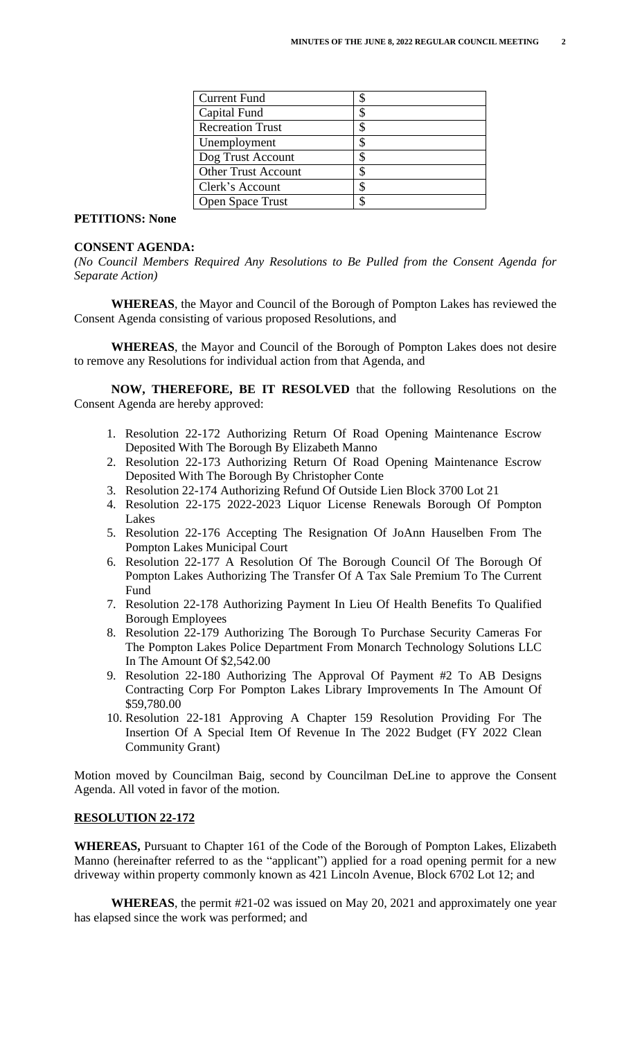| Current Fund | $ |
|---|---|
| Capital Fund | $ |
| Recreation Trust | $ |
| Unemployment | $ |
| Dog Trust Account | $ |
| Other Trust Account | $ |
| Clerk's Account | $ |
| Open Space Trust | $ |

**PETITIONS: None**

**CONSENT AGENDA:**

*(No Council Members Required Any Resolutions to Be Pulled from the Consent Agenda for Separate Action)*

**WHEREAS**, the Mayor and Council of the Borough of Pompton Lakes has reviewed the Consent Agenda consisting of various proposed Resolutions, and

**WHEREAS**, the Mayor and Council of the Borough of Pompton Lakes does not desire to remove any Resolutions for individual action from that Agenda, and

**NOW, THEREFORE, BE IT RESOLVED** that the following Resolutions on the Consent Agenda are hereby approved:

1. Resolution 22-172 Authorizing Return Of Road Opening Maintenance Escrow Deposited With The Borough By Elizabeth Manno
2. Resolution 22-173 Authorizing Return Of Road Opening Maintenance Escrow Deposited With The Borough By Christopher Conte
3. Resolution 22-174 Authorizing Refund Of Outside Lien Block 3700 Lot 21
4. Resolution 22-175 2022-2023 Liquor License Renewals Borough Of Pompton Lakes
5. Resolution 22-176 Accepting The Resignation Of JoAnn Hauselben From The Pompton Lakes Municipal Court
6. Resolution 22-177 A Resolution Of The Borough Council Of The Borough Of Pompton Lakes Authorizing The Transfer Of A Tax Sale Premium To The Current Fund
7. Resolution 22-178 Authorizing Payment In Lieu Of Health Benefits To Qualified Borough Employees
8. Resolution 22-179 Authorizing The Borough To Purchase Security Cameras For The Pompton Lakes Police Department From Monarch Technology Solutions LLC In The Amount Of $2,542.00
9. Resolution 22-180 Authorizing The Approval Of Payment #2 To AB Designs Contracting Corp For Pompton Lakes Library Improvements In The Amount Of $59,780.00
10. Resolution 22-181 Approving A Chapter 159 Resolution Providing For The Insertion Of A Special Item Of Revenue In The 2022 Budget (FY 2022 Clean Community Grant)

Motion moved by Councilman Baig, second by Councilman DeLine to approve the Consent Agenda. All voted in favor of the motion.

**RESOLUTION 22-172**

**WHEREAS,** Pursuant to Chapter 161 of the Code of the Borough of Pompton Lakes, Elizabeth Manno (hereinafter referred to as the "applicant") applied for a road opening permit for a new driveway within property commonly known as 421 Lincoln Avenue, Block 6702 Lot 12; and

**WHEREAS**, the permit #21-02 was issued on May 20, 2021 and approximately one year has elapsed since the work was performed; and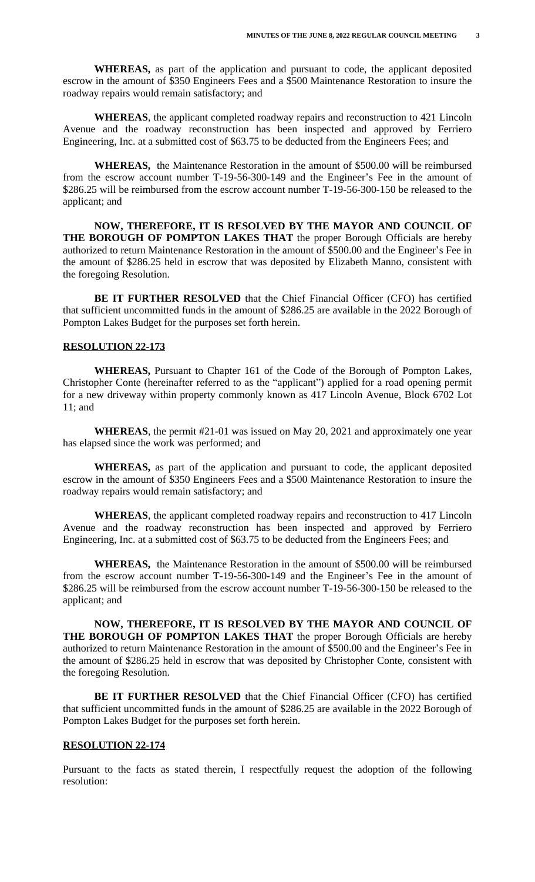**WHEREAS,** as part of the application and pursuant to code, the applicant deposited escrow in the amount of $350 Engineers Fees and a $500 Maintenance Restoration to insure the roadway repairs would remain satisfactory; and

**WHEREAS**, the applicant completed roadway repairs and reconstruction to 421 Lincoln Avenue and the roadway reconstruction has been inspected and approved by Ferriero Engineering, Inc. at a submitted cost of $63.75 to be deducted from the Engineers Fees; and

**WHEREAS,** the Maintenance Restoration in the amount of $500.00 will be reimbursed from the escrow account number T-19-56-300-149 and the Engineer's Fee in the amount of $286.25 will be reimbursed from the escrow account number T-19-56-300-150 be released to the applicant; and

**NOW, THEREFORE, IT IS RESOLVED BY THE MAYOR AND COUNCIL OF THE BOROUGH OF POMPTON LAKES THAT** the proper Borough Officials are hereby authorized to return Maintenance Restoration in the amount of $500.00 and the Engineer's Fee in the amount of $286.25 held in escrow that was deposited by Elizabeth Manno, consistent with the foregoing Resolution.

**BE IT FURTHER RESOLVED** that the Chief Financial Officer (CFO) has certified that sufficient uncommitted funds in the amount of $286.25 are available in the 2022 Borough of Pompton Lakes Budget for the purposes set forth herein.

**RESOLUTION 22-173**

**WHEREAS,** Pursuant to Chapter 161 of the Code of the Borough of Pompton Lakes, Christopher Conte (hereinafter referred to as the "applicant") applied for a road opening permit for a new driveway within property commonly known as 417 Lincoln Avenue, Block 6702 Lot 11; and

**WHEREAS**, the permit #21-01 was issued on May 20, 2021 and approximately one year has elapsed since the work was performed; and

**WHEREAS,** as part of the application and pursuant to code, the applicant deposited escrow in the amount of $350 Engineers Fees and a $500 Maintenance Restoration to insure the roadway repairs would remain satisfactory; and

**WHEREAS**, the applicant completed roadway repairs and reconstruction to 417 Lincoln Avenue and the roadway reconstruction has been inspected and approved by Ferriero Engineering, Inc. at a submitted cost of $63.75 to be deducted from the Engineers Fees; and

**WHEREAS,** the Maintenance Restoration in the amount of $500.00 will be reimbursed from the escrow account number T-19-56-300-149 and the Engineer's Fee in the amount of $286.25 will be reimbursed from the escrow account number T-19-56-300-150 be released to the applicant; and

**NOW, THEREFORE, IT IS RESOLVED BY THE MAYOR AND COUNCIL OF THE BOROUGH OF POMPTON LAKES THAT** the proper Borough Officials are hereby authorized to return Maintenance Restoration in the amount of $500.00 and the Engineer's Fee in the amount of $286.25 held in escrow that was deposited by Christopher Conte, consistent with the foregoing Resolution.

**BE IT FURTHER RESOLVED** that the Chief Financial Officer (CFO) has certified that sufficient uncommitted funds in the amount of $286.25 are available in the 2022 Borough of Pompton Lakes Budget for the purposes set forth herein.

**RESOLUTION 22-174**

Pursuant to the facts as stated therein, I respectfully request the adoption of the following resolution: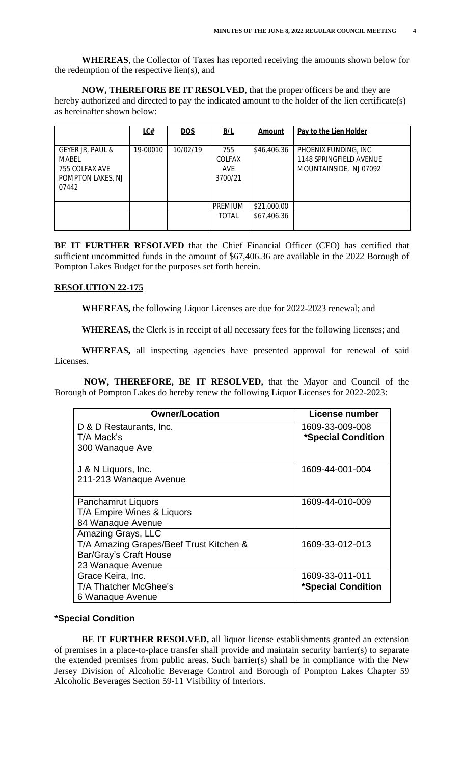**WHEREAS**, the Collector of Taxes has reported receiving the amounts shown below for the redemption of the respective lien(s), and

**NOW, THEREFORE BE IT RESOLVED**, that the proper officers be and they are hereby authorized and directed to pay the indicated amount to the holder of the lien certificate(s) as hereinafter shown below:

| | LC# | DOS | B/L | Amount | Pay to the Lien Holder |
|---|---|---|---|---|---|
| GEYER JR, PAUL & MABEL 755 COLFAX AVE POMPTON LAKES, NJ 07442 | 19-00010 | 10/02/19 | 755 COLFAX AVE 3700/21 | $46,406.36 | PHOENIX FUNDING, INC 1148 SPRINGFIELD AVENUE MOUNTAINSIDE, NJ 07092 |
| | | | PREMIUM | $21,000.00 | |
| | | | TOTAL | $67,406.36 | |

**BE IT FURTHER RESOLVED** that the Chief Financial Officer (CFO) has certified that sufficient uncommitted funds in the amount of $67,406.36 are available in the 2022 Borough of Pompton Lakes Budget for the purposes set forth herein.

**RESOLUTION 22-175**

**WHEREAS,** the following Liquor Licenses are due for 2022-2023 renewal; and

**WHEREAS,** the Clerk is in receipt of all necessary fees for the following licenses; and

**WHEREAS,** all inspecting agencies have presented approval for renewal of said Licenses.

**NOW, THEREFORE, BE IT RESOLVED,** that the Mayor and Council of the Borough of Pompton Lakes do hereby renew the following Liquor Licenses for 2022-2023:

| Owner/Location | License number |
|---|---|
| D & D Restaurants, Inc.<br>T/A Mack's<br>300 Wanaque Ave | 1609-33-009-008<br>**\*Special Condition** |
| J & N Liquors, Inc.<br>211-213 Wanaque Avenue | 1609-44-001-004 |
| Panchamrut Liquors<br>T/A Empire Wines & Liquors<br>84 Wanaque Avenue | 1609-44-010-009 |
| Amazing Grays, LLC<br>T/A Amazing Grapes/Beef Trust Kitchen &<br>Bar/Gray's Craft House<br>23 Wanaque Avenue | 1609-33-012-013 |
| Grace Keira, Inc.<br>T/A Thatcher McGhee's<br>6 Wanaque Avenue | 1609-33-011-011<br>**\*Special Condition** |

**\*Special Condition**

**BE IT FURTHER RESOLVED,** all liquor license establishments granted an extension of premises in a place-to-place transfer shall provide and maintain security barrier(s) to separate the extended premises from public areas. Such barrier(s) shall be in compliance with the New Jersey Division of Alcoholic Beverage Control and Borough of Pompton Lakes Chapter 59 Alcoholic Beverages Section 59-11 Visibility of Interiors.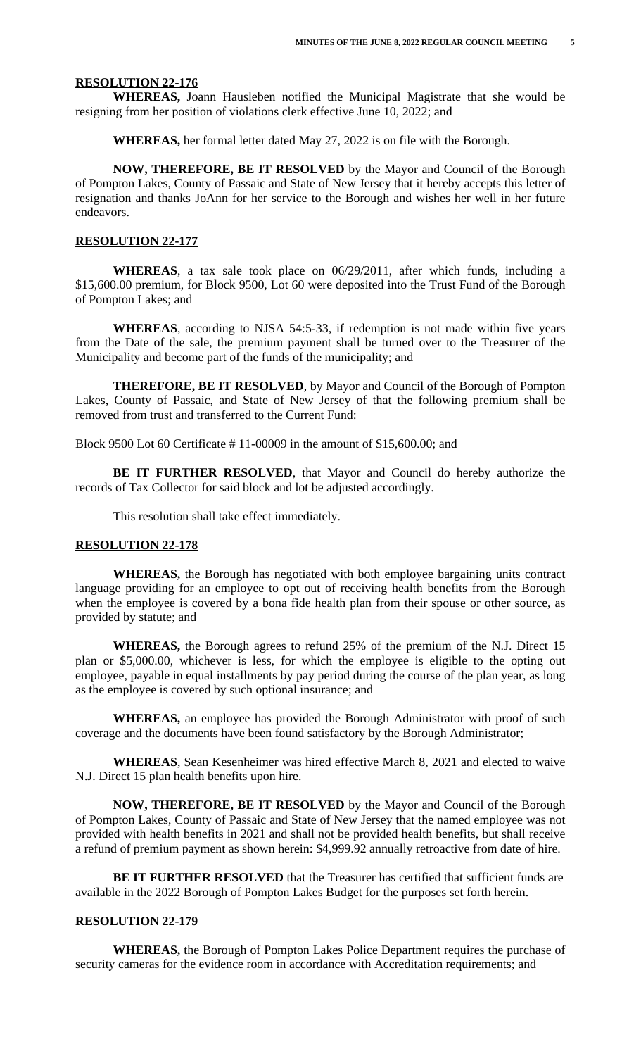**RESOLUTION 22-176**

**WHEREAS,** Joann Hausleben notified the Municipal Magistrate that she would be resigning from her position of violations clerk effective June 10, 2022; and

**WHEREAS,** her formal letter dated May 27, 2022 is on file with the Borough.

**NOW, THEREFORE, BE IT RESOLVED** by the Mayor and Council of the Borough of Pompton Lakes, County of Passaic and State of New Jersey that it hereby accepts this letter of resignation and thanks JoAnn for her service to the Borough and wishes her well in her future endeavors.

**RESOLUTION 22-177**

**WHEREAS**, a tax sale took place on 06/29/2011, after which funds, including a $15,600.00 premium, for Block 9500, Lot 60 were deposited into the Trust Fund of the Borough of Pompton Lakes; and

**WHEREAS**, according to NJSA 54:5-33, if redemption is not made within five years from the Date of the sale, the premium payment shall be turned over to the Treasurer of the Municipality and become part of the funds of the municipality; and

**THEREFORE, BE IT RESOLVED**, by Mayor and Council of the Borough of Pompton Lakes, County of Passaic, and State of New Jersey of that the following premium shall be removed from trust and transferred to the Current Fund:

Block 9500 Lot 60 Certificate # 11-00009 in the amount of $15,600.00; and

**BE IT FURTHER RESOLVED**, that Mayor and Council do hereby authorize the records of Tax Collector for said block and lot be adjusted accordingly.

This resolution shall take effect immediately.

**RESOLUTION 22-178**

**WHEREAS,** the Borough has negotiated with both employee bargaining units contract language providing for an employee to opt out of receiving health benefits from the Borough when the employee is covered by a bona fide health plan from their spouse or other source, as provided by statute; and

**WHEREAS,** the Borough agrees to refund 25% of the premium of the N.J. Direct 15 plan or $5,000.00, whichever is less, for which the employee is eligible to the opting out employee, payable in equal installments by pay period during the course of the plan year, as long as the employee is covered by such optional insurance; and

**WHEREAS,** an employee has provided the Borough Administrator with proof of such coverage and the documents have been found satisfactory by the Borough Administrator;

**WHEREAS**, Sean Kesenheimer was hired effective March 8, 2021 and elected to waive N.J. Direct 15 plan health benefits upon hire.

**NOW, THEREFORE, BE IT RESOLVED** by the Mayor and Council of the Borough of Pompton Lakes, County of Passaic and State of New Jersey that the named employee was not provided with health benefits in 2021 and shall not be provided health benefits, but shall receive a refund of premium payment as shown herein: $4,999.92 annually retroactive from date of hire.

**BE IT FURTHER RESOLVED** that the Treasurer has certified that sufficient funds are available in the 2022 Borough of Pompton Lakes Budget for the purposes set forth herein.

**RESOLUTION 22-179**

**WHEREAS,** the Borough of Pompton Lakes Police Department requires the purchase of security cameras for the evidence room in accordance with Accreditation requirements; and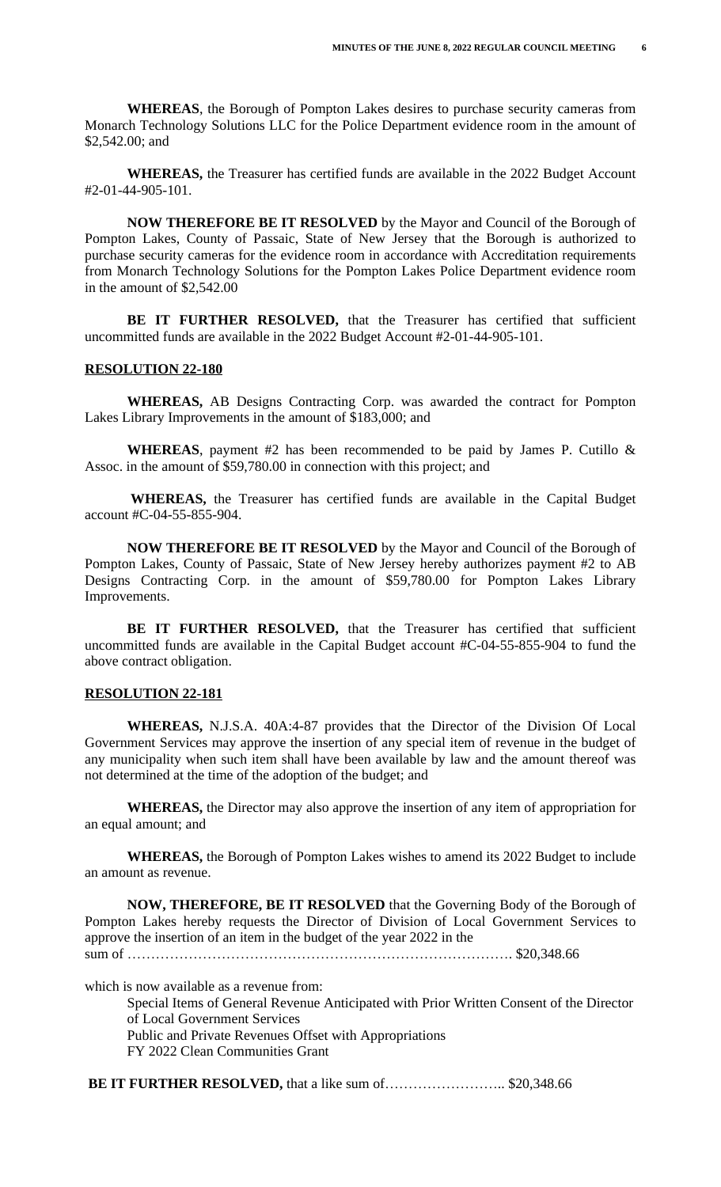**WHEREAS**, the Borough of Pompton Lakes desires to purchase security cameras from Monarch Technology Solutions LLC for the Police Department evidence room in the amount of $2,542.00; and

**WHEREAS,** the Treasurer has certified funds are available in the 2022 Budget Account #2-01-44-905-101.

**NOW THEREFORE BE IT RESOLVED** by the Mayor and Council of the Borough of Pompton Lakes, County of Passaic, State of New Jersey that the Borough is authorized to purchase security cameras for the evidence room in accordance with Accreditation requirements from Monarch Technology Solutions for the Pompton Lakes Police Department evidence room in the amount of $2,542.00

**BE IT FURTHER RESOLVED,** that the Treasurer has certified that sufficient uncommitted funds are available in the 2022 Budget Account #2-01-44-905-101.

**RESOLUTION 22-180**

**WHEREAS,** AB Designs Contracting Corp. was awarded the contract for Pompton Lakes Library Improvements in the amount of $183,000; and

**WHEREAS**, payment #2 has been recommended to be paid by James P. Cutillo & Assoc. in the amount of $59,780.00 in connection with this project; and

**WHEREAS,** the Treasurer has certified funds are available in the Capital Budget account #C-04-55-855-904.

**NOW THEREFORE BE IT RESOLVED** by the Mayor and Council of the Borough of Pompton Lakes, County of Passaic, State of New Jersey hereby authorizes payment #2 to AB Designs Contracting Corp. in the amount of $59,780.00 for Pompton Lakes Library Improvements.

**BE IT FURTHER RESOLVED,** that the Treasurer has certified that sufficient uncommitted funds are available in the Capital Budget account #C-04-55-855-904 to fund the above contract obligation.

**RESOLUTION 22-181**

**WHEREAS,** N.J.S.A. 40A:4-87 provides that the Director of the Division Of Local Government Services may approve the insertion of any special item of revenue in the budget of any municipality when such item shall have been available by law and the amount thereof was not determined at the time of the adoption of the budget; and

**WHEREAS,** the Director may also approve the insertion of any item of appropriation for an equal amount; and

**WHEREAS,** the Borough of Pompton Lakes wishes to amend its 2022 Budget to include an amount as revenue.

**NOW, THEREFORE, BE IT RESOLVED** that the Governing Body of the Borough of Pompton Lakes hereby requests the Director of Division of Local Government Services to approve the insertion of an item in the budget of the year 2022 in the sum of ………………………………………………………………………. $20,348.66

which is now available as a revenue from:

Special Items of General Revenue Anticipated with Prior Written Consent of the Director of Local Government Services
Public and Private Revenues Offset with Appropriations
FY 2022 Clean Communities Grant

**BE IT FURTHER RESOLVED,** that a like sum of…………………….. $20,348.66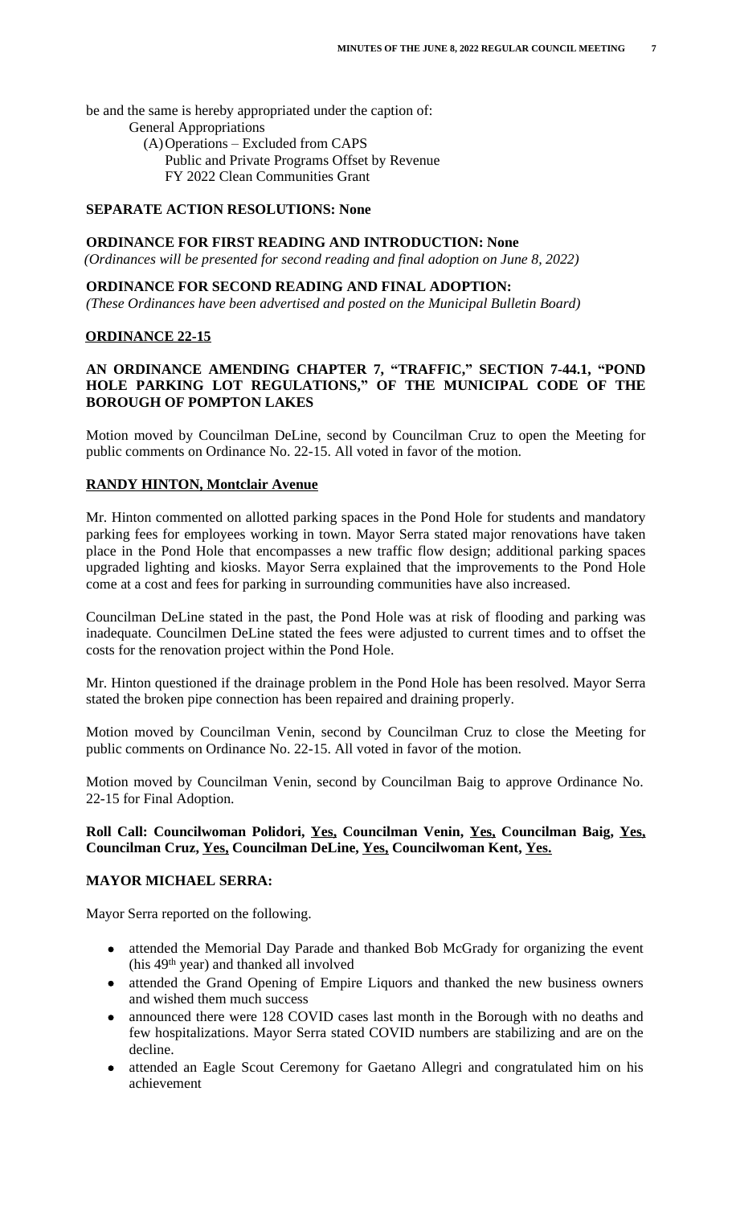be and the same is hereby appropriated under the caption of:

General Appropriations

(A) Operations – Excluded from CAPS
Public and Private Programs Offset by Revenue
FY 2022 Clean Communities Grant

**SEPARATE ACTION RESOLUTIONS: None**

**ORDINANCE FOR FIRST READING AND INTRODUCTION: None**

*(Ordinances will be presented for second reading and final adoption on June 8, 2022)*

**ORDINANCE FOR SECOND READING AND FINAL ADOPTION:**

*(These Ordinances have been advertised and posted on the Municipal Bulletin Board)*

**ORDINANCE 22-15**

**AN ORDINANCE AMENDING CHAPTER 7, "TRAFFIC," SECTION 7-44.1, "POND HOLE PARKING LOT REGULATIONS," OF THE MUNICIPAL CODE OF THE BOROUGH OF POMPTON LAKES**

Motion moved by Councilman DeLine, second by Councilman Cruz to open the Meeting for public comments on Ordinance No. 22-15. All voted in favor of the motion.

**RANDY HINTON, Montclair Avenue**

Mr. Hinton commented on allotted parking spaces in the Pond Hole for students and mandatory parking fees for employees working in town. Mayor Serra stated major renovations have taken place in the Pond Hole that encompasses a new traffic flow design; additional parking spaces upgraded lighting and kiosks. Mayor Serra explained that the improvements to the Pond Hole come at a cost and fees for parking in surrounding communities have also increased.

Councilman DeLine stated in the past, the Pond Hole was at risk of flooding and parking was inadequate. Councilmen DeLine stated the fees were adjusted to current times and to offset the costs for the renovation project within the Pond Hole.

Mr. Hinton questioned if the drainage problem in the Pond Hole has been resolved. Mayor Serra stated the broken pipe connection has been repaired and draining properly.

Motion moved by Councilman Venin, second by Councilman Cruz to close the Meeting for public comments on Ordinance No. 22-15. All voted in favor of the motion.

Motion moved by Councilman Venin, second by Councilman Baig to approve Ordinance No. 22-15 for Final Adoption.

**Roll Call: Councilwoman Polidori, Yes, Councilman Venin, Yes, Councilman Baig, Yes, Councilman Cruz, Yes, Councilman DeLine, Yes, Councilwoman Kent, Yes.**

**MAYOR MICHAEL SERRA:**

Mayor Serra reported on the following.

- attended the Memorial Day Parade and thanked Bob McGrady for organizing the event (his 49th year) and thanked all involved
- attended the Grand Opening of Empire Liquors and thanked the new business owners and wished them much success
- announced there were 128 COVID cases last month in the Borough with no deaths and few hospitalizations. Mayor Serra stated COVID numbers are stabilizing and are on the decline.
- attended an Eagle Scout Ceremony for Gaetano Allegri and congratulated him on his achievement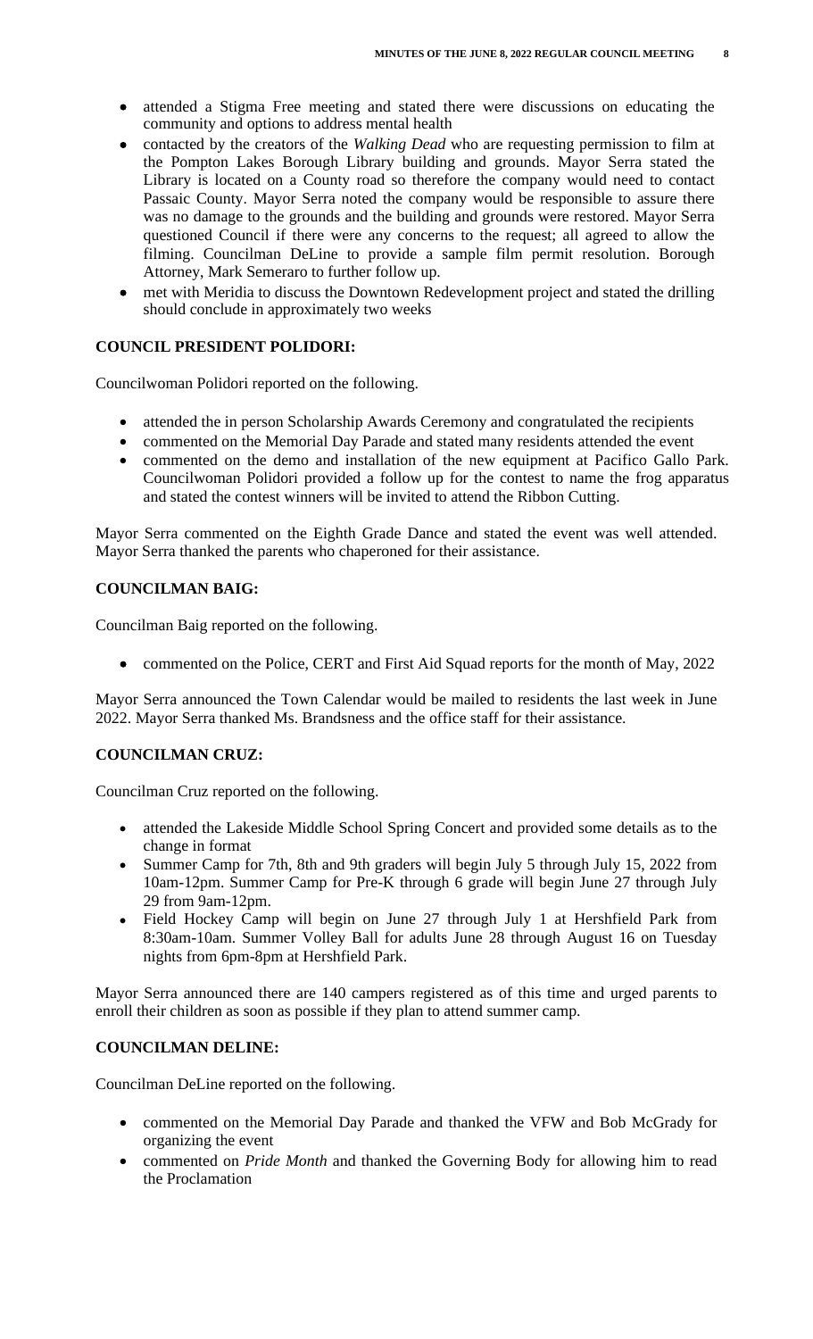- attended a Stigma Free meeting and stated there were discussions on educating the community and options to address mental health
- contacted by the creators of the *Walking Dead* who are requesting permission to film at the Pompton Lakes Borough Library building and grounds. Mayor Serra stated the Library is located on a County road so therefore the company would need to contact Passaic County. Mayor Serra noted the company would be responsible to assure there was no damage to the grounds and the building and grounds were restored. Mayor Serra questioned Council if there were any concerns to the request; all agreed to allow the filming. Councilman DeLine to provide a sample film permit resolution. Borough Attorney, Mark Semeraro to further follow up.
- met with Meridia to discuss the Downtown Redevelopment project and stated the drilling should conclude in approximately two weeks

**COUNCIL PRESIDENT POLIDORI:**

Councilwoman Polidori reported on the following.

- attended the in person Scholarship Awards Ceremony and congratulated the recipients
- commented on the Memorial Day Parade and stated many residents attended the event
- commented on the demo and installation of the new equipment at Pacifico Gallo Park. Councilwoman Polidori provided a follow up for the contest to name the frog apparatus and stated the contest winners will be invited to attend the Ribbon Cutting.

Mayor Serra commented on the Eighth Grade Dance and stated the event was well attended. Mayor Serra thanked the parents who chaperoned for their assistance.

**COUNCILMAN BAIG:**

Councilman Baig reported on the following.

- commented on the Police, CERT and First Aid Squad reports for the month of May, 2022

Mayor Serra announced the Town Calendar would be mailed to residents the last week in June 2022. Mayor Serra thanked Ms. Brandsness and the office staff for their assistance.

**COUNCILMAN CRUZ:**

Councilman Cruz reported on the following.

- attended the Lakeside Middle School Spring Concert and provided some details as to the change in format
- Summer Camp for 7th, 8th and 9th graders will begin July 5 through July 15, 2022 from 10am-12pm. Summer Camp for Pre-K through 6 grade will begin June 27 through July 29 from 9am-12pm.
- Field Hockey Camp will begin on June 27 through July 1 at Hershfield Park from 8:30am-10am. Summer Volley Ball for adults June 28 through August 16 on Tuesday nights from 6pm-8pm at Hershfield Park.

Mayor Serra announced there are 140 campers registered as of this time and urged parents to enroll their children as soon as possible if they plan to attend summer camp.

**COUNCILMAN DELINE:**

Councilman DeLine reported on the following.

- commented on the Memorial Day Parade and thanked the VFW and Bob McGrady for organizing the event
- commented on *Pride Month* and thanked the Governing Body for allowing him to read the Proclamation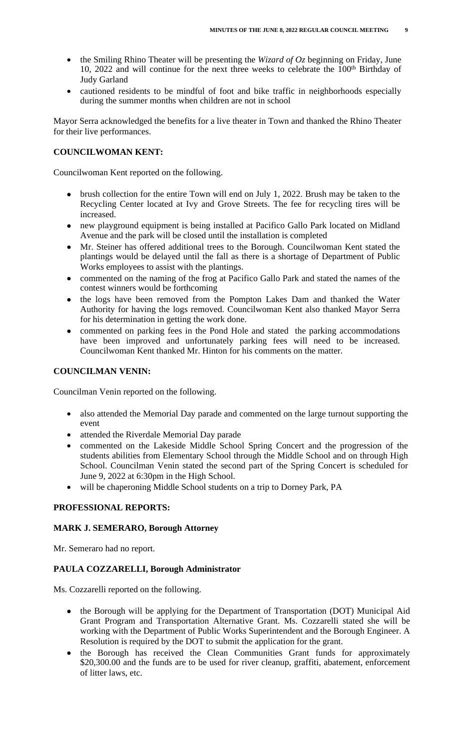- the Smiling Rhino Theater will be presenting the *Wizard of Oz* beginning on Friday, June 10, 2022 and will continue for the next three weeks to celebrate the 100th Birthday of Judy Garland
- cautioned residents to be mindful of foot and bike traffic in neighborhoods especially during the summer months when children are not in school

Mayor Serra acknowledged the benefits for a live theater in Town and thanked the Rhino Theater for their live performances.

**COUNCILWOMAN KENT:**

Councilwoman Kent reported on the following.

- brush collection for the entire Town will end on July 1, 2022. Brush may be taken to the Recycling Center located at Ivy and Grove Streets. The fee for recycling tires will be increased.
- new playground equipment is being installed at Pacifico Gallo Park located on Midland Avenue and the park will be closed until the installation is completed
- Mr. Steiner has offered additional trees to the Borough. Councilwoman Kent stated the plantings would be delayed until the fall as there is a shortage of Department of Public Works employees to assist with the plantings.
- commented on the naming of the frog at Pacifico Gallo Park and stated the names of the contest winners would be forthcoming
- the logs have been removed from the Pompton Lakes Dam and thanked the Water Authority for having the logs removed. Councilwoman Kent also thanked Mayor Serra for his determination in getting the work done.
- commented on parking fees in the Pond Hole and stated the parking accommodations have been improved and unfortunately parking fees will need to be increased. Councilwoman Kent thanked Mr. Hinton for his comments on the matter.

**COUNCILMAN VENIN:**

Councilman Venin reported on the following.

- also attended the Memorial Day parade and commented on the large turnout supporting the event
- attended the Riverdale Memorial Day parade
- commented on the Lakeside Middle School Spring Concert and the progression of the students abilities from Elementary School through the Middle School and on through High School. Councilman Venin stated the second part of the Spring Concert is scheduled for June 9, 2022 at 6:30pm in the High School.
- will be chaperoning Middle School students on a trip to Dorney Park, PA

**PROFESSIONAL REPORTS:**

**MARK J. SEMERARO, Borough Attorney**

Mr. Semeraro had no report.

**PAULA COZZARELLI, Borough Administrator**

Ms. Cozzarelli reported on the following.

- the Borough will be applying for the Department of Transportation (DOT) Municipal Aid Grant Program and Transportation Alternative Grant. Ms. Cozzarelli stated she will be working with the Department of Public Works Superintendent and the Borough Engineer. A Resolution is required by the DOT to submit the application for the grant.
- the Borough has received the Clean Communities Grant funds for approximately $20,300.00 and the funds are to be used for river cleanup, graffiti, abatement, enforcement of litter laws, etc.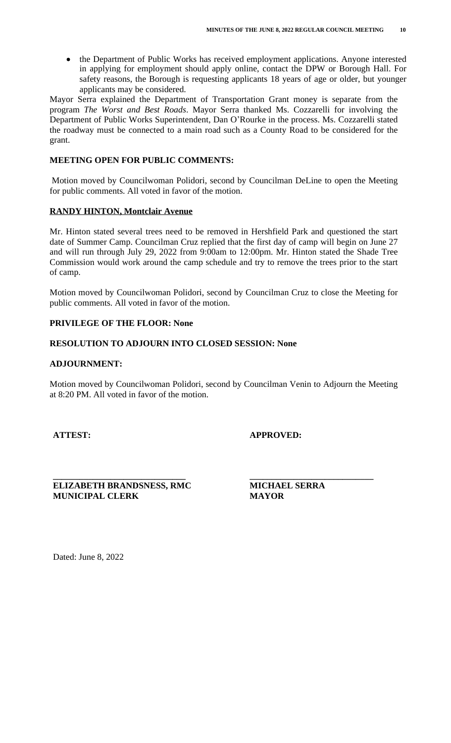- the Department of Public Works has received employment applications. Anyone interested in applying for employment should apply online, contact the DPW or Borough Hall. For safety reasons, the Borough is requesting applicants 18 years of age or older, but younger applicants may be considered.

Mayor Serra explained the Department of Transportation Grant money is separate from the program *The Worst and Best Roads*. Mayor Serra thanked Ms. Cozzarelli for involving the Department of Public Works Superintendent, Dan O'Rourke in the process. Ms. Cozzarelli stated the roadway must be connected to a main road such as a County Road to be considered for the grant.

**MEETING OPEN FOR PUBLIC COMMENTS:**

Motion moved by Councilwoman Polidori, second by Councilman DeLine to open the Meeting for public comments. All voted in favor of the motion.

**RANDY HINTON, Montclair Avenue**

Mr. Hinton stated several trees need to be removed in Hershfield Park and questioned the start date of Summer Camp. Councilman Cruz replied that the first day of camp will begin on June 27 and will run through July 29, 2022 from 9:00am to 12:00pm. Mr. Hinton stated the Shade Tree Commission would work around the camp schedule and try to remove the trees prior to the start of camp.

Motion moved by Councilwoman Polidori, second by Councilman Cruz to close the Meeting for public comments. All voted in favor of the motion.

**PRIVILEGE OF THE FLOOR: None**

**RESOLUTION TO ADJOURN INTO CLOSED SESSION: None**

**ADJOURNMENT:**

Motion moved by Councilwoman Polidori, second by Councilman Venin to Adjourn the Meeting at 8:20 PM. All voted in favor of the motion.

**ATTEST:** **APPROVED:**

______________________________ ______________________________

**ELIZABETH BRANDSNESS, RMC** **MICHAEL SERRA**
**MUNICIPAL CLERK** **MAYOR**

Dated: June 8, 2022